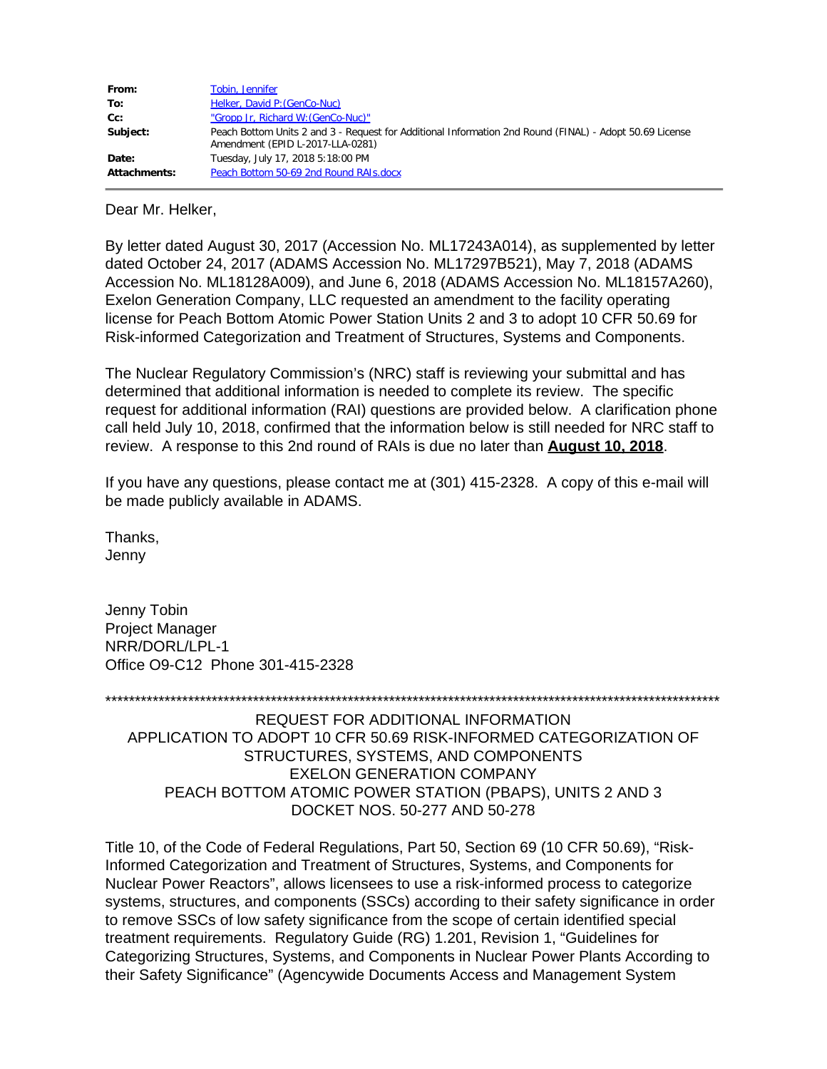| | |
|---|---|
| **From:** | Tobin, Jennifer |
| **To:** | Helker, David P:(GenCo-Nuc) |
| **Cc:** | "Gropp Jr, Richard W:(GenCo-Nuc)" |
| **Subject:** | Peach Bottom Units 2 and 3 - Request for Additional Information 2nd Round (FINAL) - Adopt 50.69 License Amendment (EPID L-2017-LLA-0281) |
| **Date:** | Tuesday, July 17, 2018 5:18:00 PM |
| **Attachments:** | Peach Bottom 50-69 2nd Round RAIs.docx |

Dear Mr. Helker,

By letter dated August 30, 2017 (Accession No. ML17243A014), as supplemented by letter dated October 24, 2017 (ADAMS Accession No. ML17297B521), May 7, 2018 (ADAMS Accession No. ML18128A009), and June 6, 2018 (ADAMS Accession No. ML18157A260), Exelon Generation Company, LLC requested an amendment to the facility operating license for Peach Bottom Atomic Power Station Units 2 and 3 to adopt 10 CFR 50.69 for Risk-informed Categorization and Treatment of Structures, Systems and Components.

The Nuclear Regulatory Commission's (NRC) staff is reviewing your submittal and has determined that additional information is needed to complete its review. The specific request for additional information (RAI) questions are provided below. A clarification phone call held July 10, 2018, confirmed that the information below is still needed for NRC staff to review. A response to this 2nd round of RAIs is due no later than **August 10, 2018**.

If you have any questions, please contact me at (301) 415-2328. A copy of this e-mail will be made publicly available in ADAMS.

Thanks,
Jenny

Jenny Tobin
Project Manager
NRR/DORL/LPL-1
Office O9-C12 Phone 301-415-2328

****************************************************************************************************************

REQUEST FOR ADDITIONAL INFORMATION
APPLICATION TO ADOPT 10 CFR 50.69 RISK-INFORMED CATEGORIZATION OF STRUCTURES, SYSTEMS, AND COMPONENTS
EXELON GENERATION COMPANY
PEACH BOTTOM ATOMIC POWER STATION (PBAPS), UNITS 2 AND 3
DOCKET NOS. 50-277 AND 50-278

Title 10, of the Code of Federal Regulations, Part 50, Section 69 (10 CFR 50.69), "Risk-Informed Categorization and Treatment of Structures, Systems, and Components for Nuclear Power Reactors", allows licensees to use a risk-informed process to categorize systems, structures, and components (SSCs) according to their safety significance in order to remove SSCs of low safety significance from the scope of certain identified special treatment requirements. Regulatory Guide (RG) 1.201, Revision 1, "Guidelines for Categorizing Structures, Systems, and Components in Nuclear Power Plants According to their Safety Significance" (Agencywide Documents Access and Management System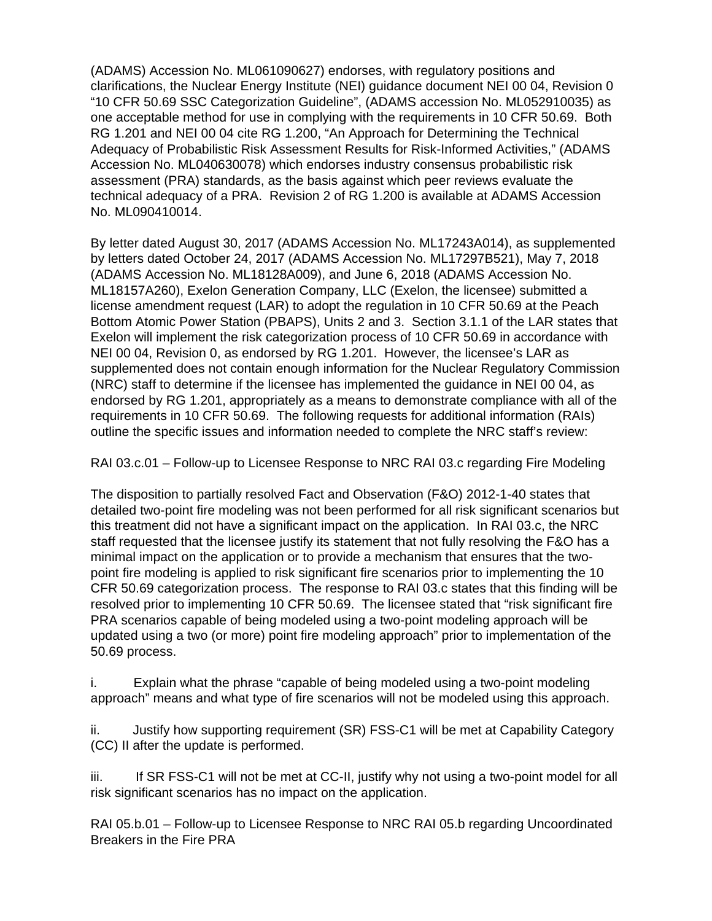(ADAMS) Accession No. ML061090627) endorses, with regulatory positions and clarifications, the Nuclear Energy Institute (NEI) guidance document NEI 00 04, Revision 0 "10 CFR 50.69 SSC Categorization Guideline", (ADAMS accession No. ML052910035) as one acceptable method for use in complying with the requirements in 10 CFR 50.69. Both RG 1.201 and NEI 00 04 cite RG 1.200, "An Approach for Determining the Technical Adequacy of Probabilistic Risk Assessment Results for Risk-Informed Activities," (ADAMS Accession No. ML040630078) which endorses industry consensus probabilistic risk assessment (PRA) standards, as the basis against which peer reviews evaluate the technical adequacy of a PRA. Revision 2 of RG 1.200 is available at ADAMS Accession No. ML090410014.

By letter dated August 30, 2017 (ADAMS Accession No. ML17243A014), as supplemented by letters dated October 24, 2017 (ADAMS Accession No. ML17297B521), May 7, 2018 (ADAMS Accession No. ML18128A009), and June 6, 2018 (ADAMS Accession No. ML18157A260), Exelon Generation Company, LLC (Exelon, the licensee) submitted a license amendment request (LAR) to adopt the regulation in 10 CFR 50.69 at the Peach Bottom Atomic Power Station (PBAPS), Units 2 and 3. Section 3.1.1 of the LAR states that Exelon will implement the risk categorization process of 10 CFR 50.69 in accordance with NEI 00 04, Revision 0, as endorsed by RG 1.201. However, the licensee's LAR as supplemented does not contain enough information for the Nuclear Regulatory Commission (NRC) staff to determine if the licensee has implemented the guidance in NEI 00 04, as endorsed by RG 1.201, appropriately as a means to demonstrate compliance with all of the requirements in 10 CFR 50.69. The following requests for additional information (RAIs) outline the specific issues and information needed to complete the NRC staff's review:

RAI 03.c.01 – Follow-up to Licensee Response to NRC RAI 03.c regarding Fire Modeling

The disposition to partially resolved Fact and Observation (F&O) 2012-1-40 states that detailed two-point fire modeling was not been performed for all risk significant scenarios but this treatment did not have a significant impact on the application. In RAI 03.c, the NRC staff requested that the licensee justify its statement that not fully resolving the F&O has a minimal impact on the application or to provide a mechanism that ensures that the two-point fire modeling is applied to risk significant fire scenarios prior to implementing the 10 CFR 50.69 categorization process. The response to RAI 03.c states that this finding will be resolved prior to implementing 10 CFR 50.69. The licensee stated that "risk significant fire PRA scenarios capable of being modeled using a two-point modeling approach will be updated using a two (or more) point fire modeling approach" prior to implementation of the 50.69 process.

i. Explain what the phrase "capable of being modeled using a two-point modeling approach" means and what type of fire scenarios will not be modeled using this approach.

ii. Justify how supporting requirement (SR) FSS-C1 will be met at Capability Category (CC) II after the update is performed.

iii. If SR FSS-C1 will not be met at CC-II, justify why not using a two-point model for all risk significant scenarios has no impact on the application.

RAI 05.b.01 – Follow-up to Licensee Response to NRC RAI 05.b regarding Uncoordinated Breakers in the Fire PRA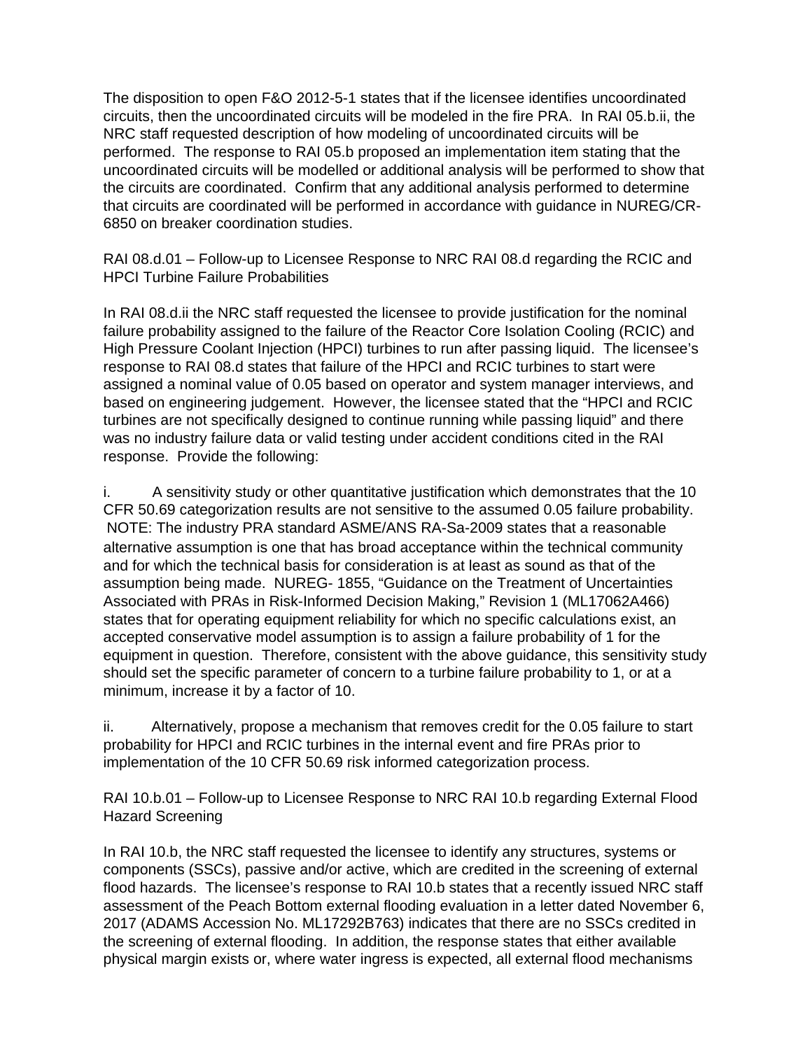The disposition to open F&O 2012-5-1 states that if the licensee identifies uncoordinated circuits, then the uncoordinated circuits will be modeled in the fire PRA. In RAI 05.b.ii, the NRC staff requested description of how modeling of uncoordinated circuits will be performed. The response to RAI 05.b proposed an implementation item stating that the uncoordinated circuits will be modelled or additional analysis will be performed to show that the circuits are coordinated. Confirm that any additional analysis performed to determine that circuits are coordinated will be performed in accordance with guidance in NUREG/CR-6850 on breaker coordination studies.

RAI 08.d.01 – Follow-up to Licensee Response to NRC RAI 08.d regarding the RCIC and HPCI Turbine Failure Probabilities

In RAI 08.d.ii the NRC staff requested the licensee to provide justification for the nominal failure probability assigned to the failure of the Reactor Core Isolation Cooling (RCIC) and High Pressure Coolant Injection (HPCI) turbines to run after passing liquid. The licensee's response to RAI 08.d states that failure of the HPCI and RCIC turbines to start were assigned a nominal value of 0.05 based on operator and system manager interviews, and based on engineering judgement. However, the licensee stated that the "HPCI and RCIC turbines are not specifically designed to continue running while passing liquid" and there was no industry failure data or valid testing under accident conditions cited in the RAI response. Provide the following:

i. A sensitivity study or other quantitative justification which demonstrates that the 10 CFR 50.69 categorization results are not sensitive to the assumed 0.05 failure probability. NOTE: The industry PRA standard ASME/ANS RA-Sa-2009 states that a reasonable alternative assumption is one that has broad acceptance within the technical community and for which the technical basis for consideration is at least as sound as that of the assumption being made. NUREG- 1855, "Guidance on the Treatment of Uncertainties Associated with PRAs in Risk-Informed Decision Making," Revision 1 (ML17062A466) states that for operating equipment reliability for which no specific calculations exist, an accepted conservative model assumption is to assign a failure probability of 1 for the equipment in question. Therefore, consistent with the above guidance, this sensitivity study should set the specific parameter of concern to a turbine failure probability to 1, or at a minimum, increase it by a factor of 10.

ii. Alternatively, propose a mechanism that removes credit for the 0.05 failure to start probability for HPCI and RCIC turbines in the internal event and fire PRAs prior to implementation of the 10 CFR 50.69 risk informed categorization process.

RAI 10.b.01 – Follow-up to Licensee Response to NRC RAI 10.b regarding External Flood Hazard Screening

In RAI 10.b, the NRC staff requested the licensee to identify any structures, systems or components (SSCs), passive and/or active, which are credited in the screening of external flood hazards. The licensee's response to RAI 10.b states that a recently issued NRC staff assessment of the Peach Bottom external flooding evaluation in a letter dated November 6, 2017 (ADAMS Accession No. ML17292B763) indicates that there are no SSCs credited in the screening of external flooding. In addition, the response states that either available physical margin exists or, where water ingress is expected, all external flood mechanisms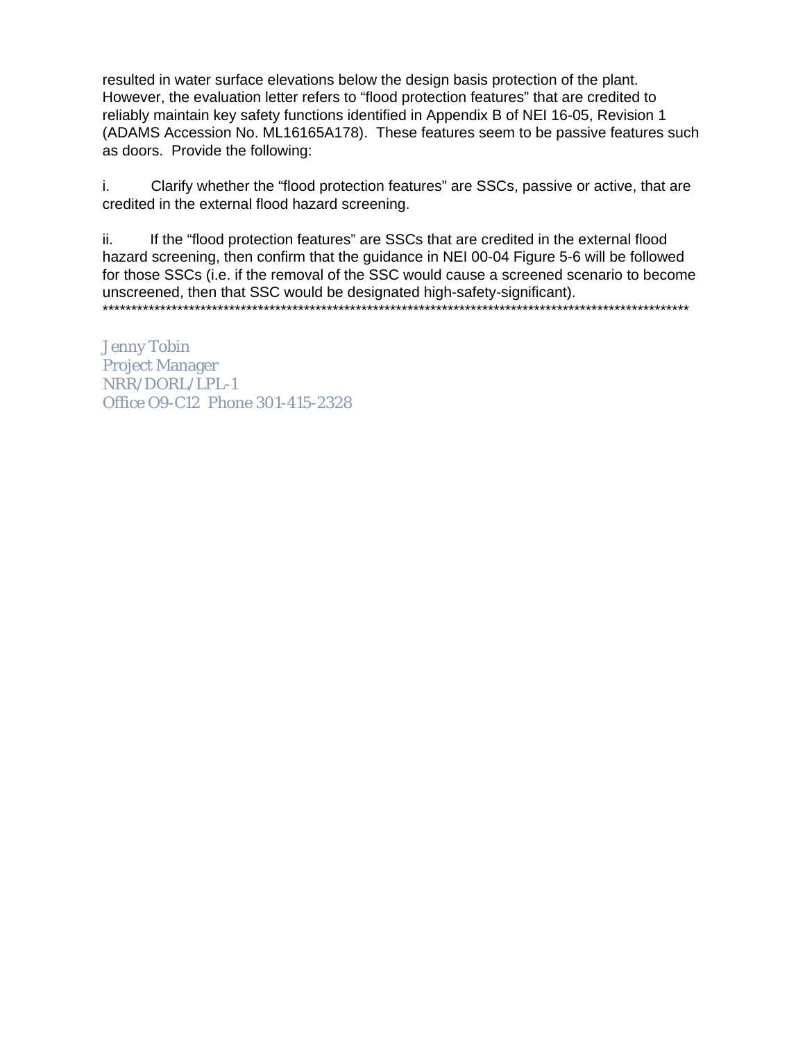resulted in water surface elevations below the design basis protection of the plant. However, the evaluation letter refers to "flood protection features" that are credited to reliably maintain key safety functions identified in Appendix B of NEI 16-05, Revision 1 (ADAMS Accession No. ML16165A178). These features seem to be passive features such as doors. Provide the following:

i. Clarify whether the "flood protection features" are SSCs, passive or active, that are credited in the external flood hazard screening.

ii. If the "flood protection features" are SSCs that are credited in the external flood hazard screening, then confirm that the guidance in NEI 00-04 Figure 5-6 will be followed for those SSCs (i.e. if the removal of the SSC would cause a screened scenario to become unscreened, then that SSC would be designated high-safety-significant).

**************************************************************************************************************

Jenny Tobin
Project Manager
NRR/DORL/LPL-1
Office O9-C12 Phone 301-415-2328